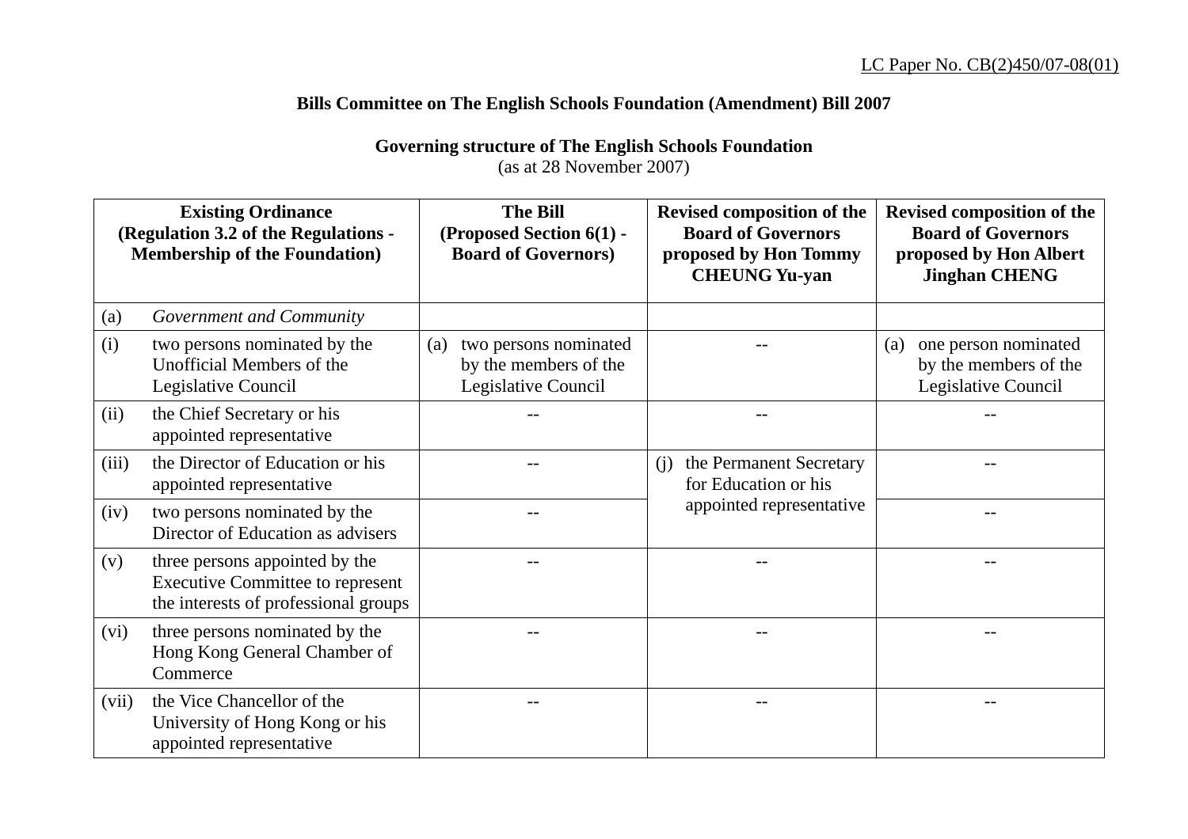LC Paper No. CB(2)450/07-08(01)

**Bills Committee on The English Schools Foundation (Amendment) Bill 2007**

**Governing structure of The English Schools Foundation**
(as at 28 November 2007)

| **Existing Ordinance (Regulation 3.2 of the Regulations - Membership of the Foundation)** | **The Bill (Proposed Section 6(1) - Board of Governors)** | **Revised composition of the Board of Governors proposed by Hon Tommy CHEUNG Yu-yan** | **Revised composition of the Board of Governors proposed by Hon Albert Jinghan CHENG** |
|---|---|---|---|
| (a) *Government and Community* | | | |
| (i) two persons nominated by the Unofficial Members of the Legislative Council | (a) two persons nominated by the members of the Legislative Council | -- | (a) one person nominated by the members of the Legislative Council |
| (ii) the Chief Secretary or his appointed representative | -- | -- | -- |
| (iii) the Director of Education or his appointed representative | -- | (j) the Permanent Secretary for Education or his appointed representative | -- |
| (iv) two persons nominated by the Director of Education as advisers | -- | | -- |
| (v) three persons appointed by the Executive Committee to represent the interests of professional groups | -- | -- | -- |
| (vi) three persons nominated by the Hong Kong General Chamber of Commerce | -- | -- | -- |
| (vii) the Vice Chancellor of the University of Hong Kong or his appointed representative | -- | -- | -- |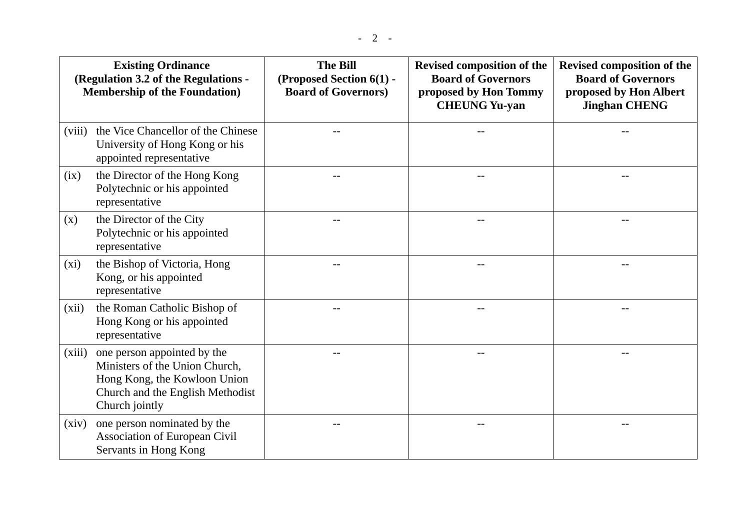| Existing Ordinance (Regulation 3.2 of the Regulations - Membership of the Foundation) | The Bill (Proposed Section 6(1) - Board of Governors) | Revised composition of the Board of Governors proposed by Hon Tommy CHEUNG Yu-yan | Revised composition of the Board of Governors proposed by Hon Albert Jinghan CHENG |
|---|---|---|---|
| (viii) the Vice Chancellor of the Chinese University of Hong Kong or his appointed representative | -- | -- | -- |
| (ix) the Director of the Hong Kong Polytechnic or his appointed representative | -- | -- | -- |
| (x) the Director of the City Polytechnic or his appointed representative | -- | -- | -- |
| (xi) the Bishop of Victoria, Hong Kong, or his appointed representative | -- | -- | -- |
| (xii) the Roman Catholic Bishop of Hong Kong or his appointed representative | -- | -- | -- |
| (xiii) one person appointed by the Ministers of the Union Church, Hong Kong, the Kowloon Union Church and the English Methodist Church jointly | -- | -- | -- |
| (xiv) one person nominated by the Association of European Civil Servants in Hong Kong | -- | -- | -- |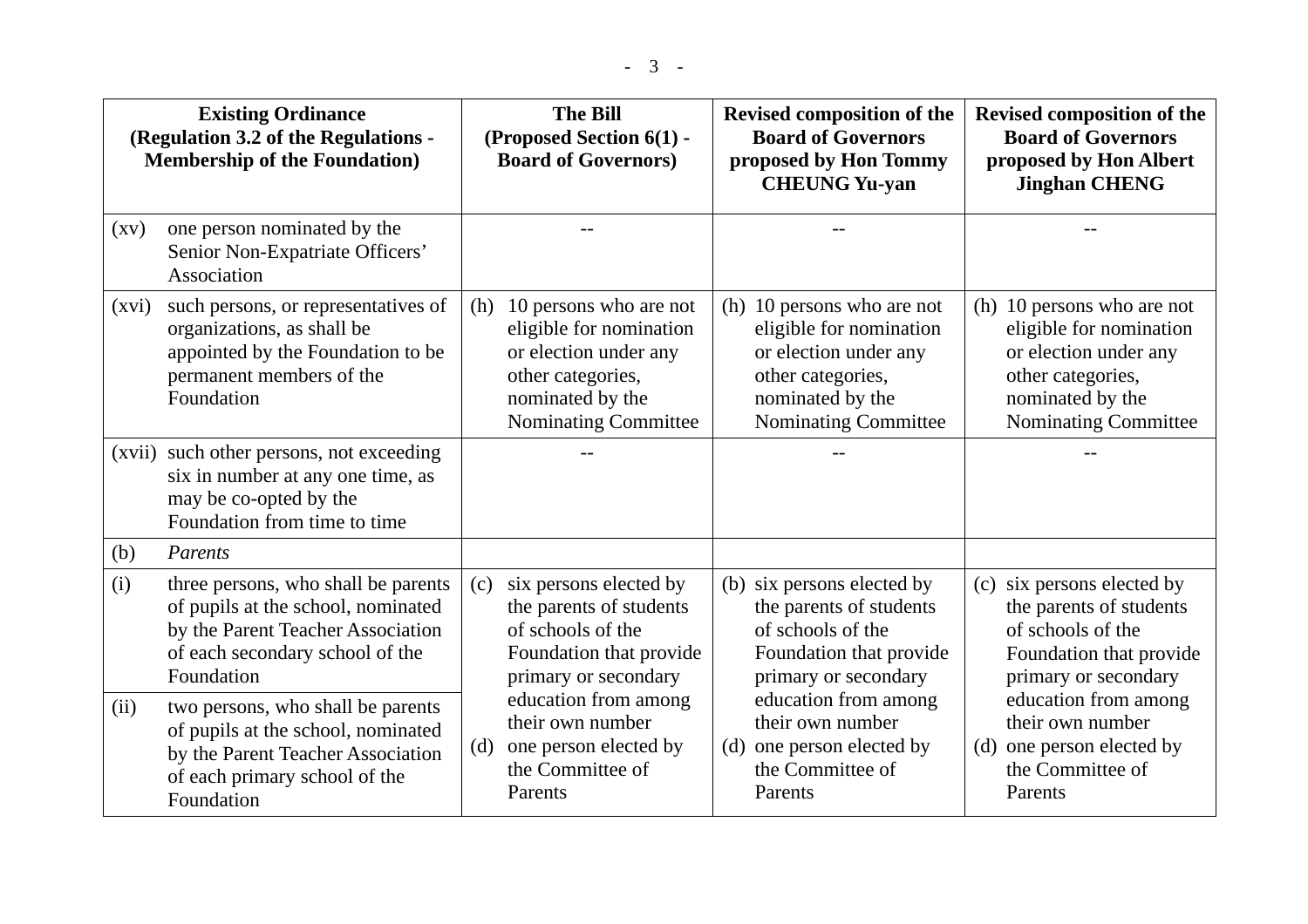| Existing Ordinance (Regulation 3.2 of the Regulations - Membership of the Foundation) | The Bill (Proposed Section 6(1) - Board of Governors) | Revised composition of the Board of Governors proposed by Hon Tommy CHEUNG Yu-yan | Revised composition of the Board of Governors proposed by Hon Albert Jinghan CHENG |
|---|---|---|---|
| (xv) one person nominated by the Senior Non-Expatriate Officers' Association | -- | -- | -- |
| (xvi) such persons, or representatives of organizations, as shall be appointed by the Foundation to be permanent members of the Foundation | (h) 10 persons who are not eligible for nomination or election under any other categories, nominated by the Nominating Committee | (h) 10 persons who are not eligible for nomination or election under any other categories, nominated by the Nominating Committee | (h) 10 persons who are not eligible for nomination or election under any other categories, nominated by the Nominating Committee |
| (xvii) such other persons, not exceeding six in number at any one time, as may be co-opted by the Foundation from time to time | -- | -- | -- |
| (b) *Parents* | | | |
| (i) three persons, who shall be parents of pupils at the school, nominated by the Parent Teacher Association of each secondary school of the Foundation<br>(ii) two persons, who shall be parents of pupils at the school, nominated by the Parent Teacher Association of each primary school of the Foundation | (c) six persons elected by the parents of students of schools of the Foundation that provide primary or secondary education from among their own number<br>(d) one person elected by the Committee of Parents | (b) six persons elected by the parents of students of schools of the Foundation that provide primary or secondary education from among their own number<br>(d) one person elected by the Committee of Parents | (c) six persons elected by the parents of students of schools of the Foundation that provide primary or secondary education from among their own number<br>(d) one person elected by the Committee of Parents |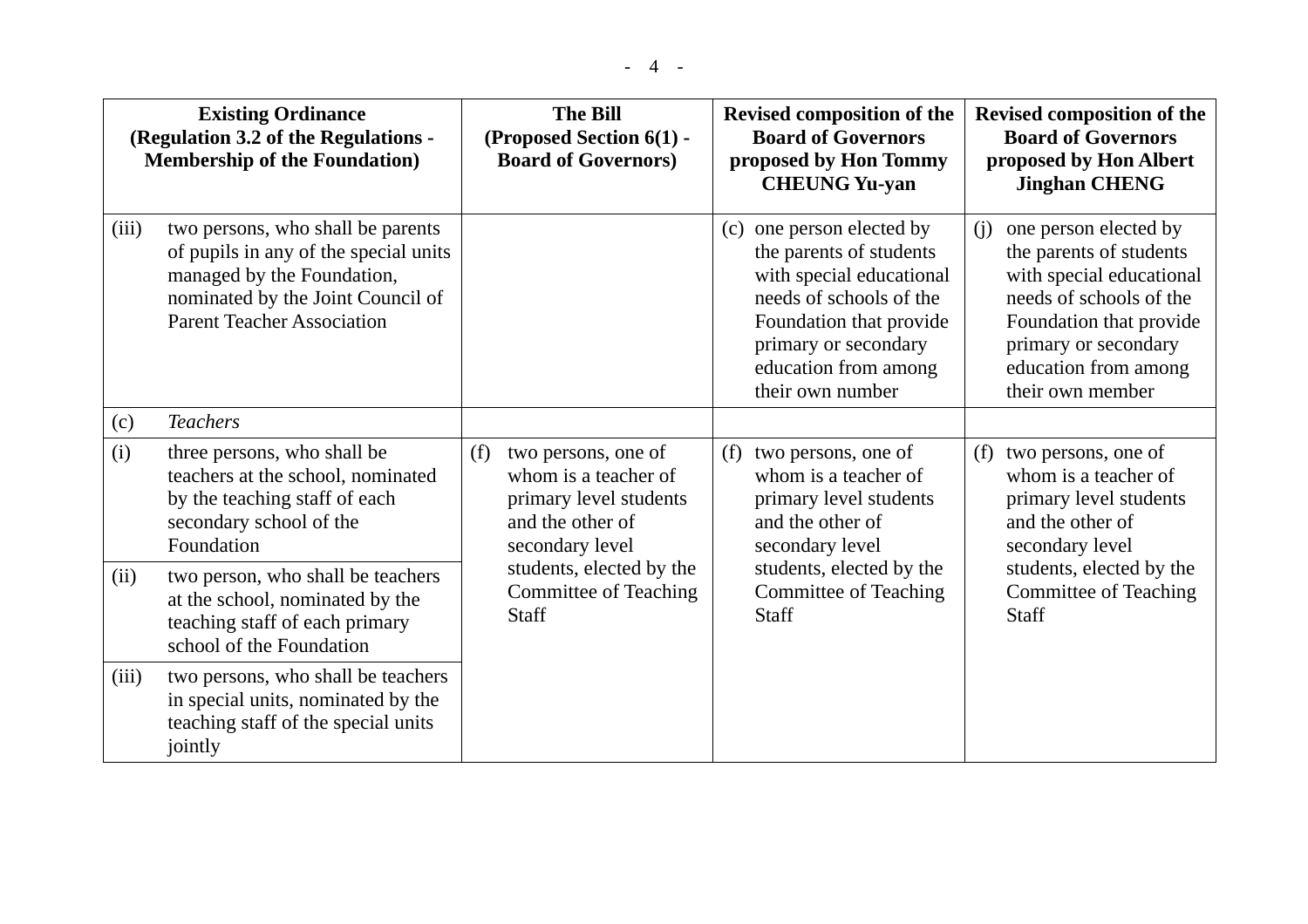| Existing Ordinance (Regulation 3.2 of the Regulations - Membership of the Foundation) | The Bill (Proposed Section 6(1) - Board of Governors) | Revised composition of the Board of Governors proposed by Hon Tommy CHEUNG Yu-yan | Revised composition of the Board of Governors proposed by Hon Albert Jinghan CHENG |
|---|---|---|---|
| (iii) two persons, who shall be parents of pupils in any of the special units managed by the Foundation, nominated by the Joint Council of Parent Teacher Association | | (c) one person elected by the parents of students with special educational needs of schools of the Foundation that provide primary or secondary education from among their own number | (j) one person elected by the parents of students with special educational needs of schools of the Foundation that provide primary or secondary education from among their own member |
| (c) *Teachers* | | | |
| (i) three persons, who shall be teachers at the school, nominated by the teaching staff of each secondary school of the Foundation<br><br>(ii) two person, who shall be teachers at the school, nominated by the teaching staff of each primary school of the Foundation<br><br>(iii) two persons, who shall be teachers in special units, nominated by the teaching staff of the special units jointly | (f) two persons, one of whom is a teacher of primary level students and the other of secondary level students, elected by the Committee of Teaching Staff | (f) two persons, one of whom is a teacher of primary level students and the other of secondary level students, elected by the Committee of Teaching Staff | (f) two persons, one of whom is a teacher of primary level students and the other of secondary level students, elected by the Committee of Teaching Staff |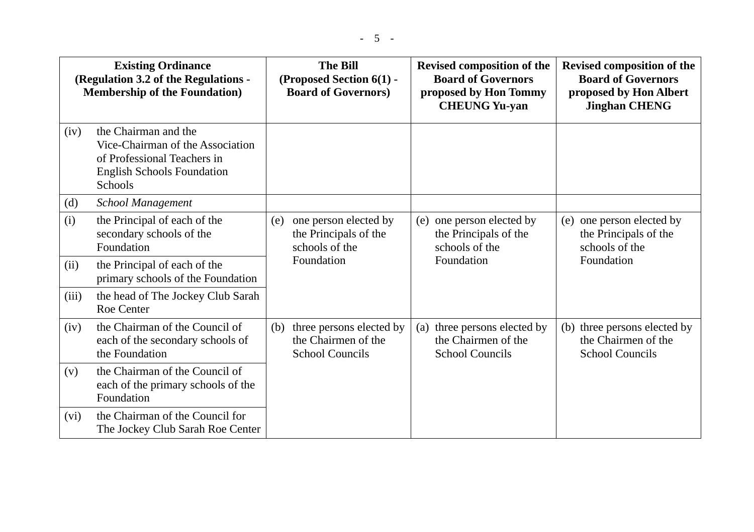| Existing Ordinance (Regulation 3.2 of the Regulations - Membership of the Foundation) | | The Bill (Proposed Section 6(1) - Board of Governors) | Revised composition of the Board of Governors proposed by Hon Tommy CHEUNG Yu-yan | Revised composition of the Board of Governors proposed by Hon Albert Jinghan CHENG |
|---|---|---|---|---|
| (iv) | the Chairman and the Vice-Chairman of the Association of Professional Teachers in English Schools Foundation Schools | | | |
| (d) | *School Management* | | | |
| (i) | the Principal of each of the secondary schools of the Foundation | (e) one person elected by the Principals of the schools of the Foundation | (e) one person elected by the Principals of the schools of the Foundation | (e) one person elected by the Principals of the schools of the Foundation |
| (ii) | the Principal of each of the primary schools of the Foundation | | | |
| (iii) | the head of The Jockey Club Sarah Roe Center | | | |
| (iv) | the Chairman of the Council of each of the secondary schools of the Foundation | (b) three persons elected by the Chairmen of the School Councils | (a) three persons elected by the Chairmen of the School Councils | (b) three persons elected by the Chairmen of the School Councils |
| (v) | the Chairman of the Council of each of the primary schools of the Foundation | | | |
| (vi) | the Chairman of the Council for The Jockey Club Sarah Roe Center | | | |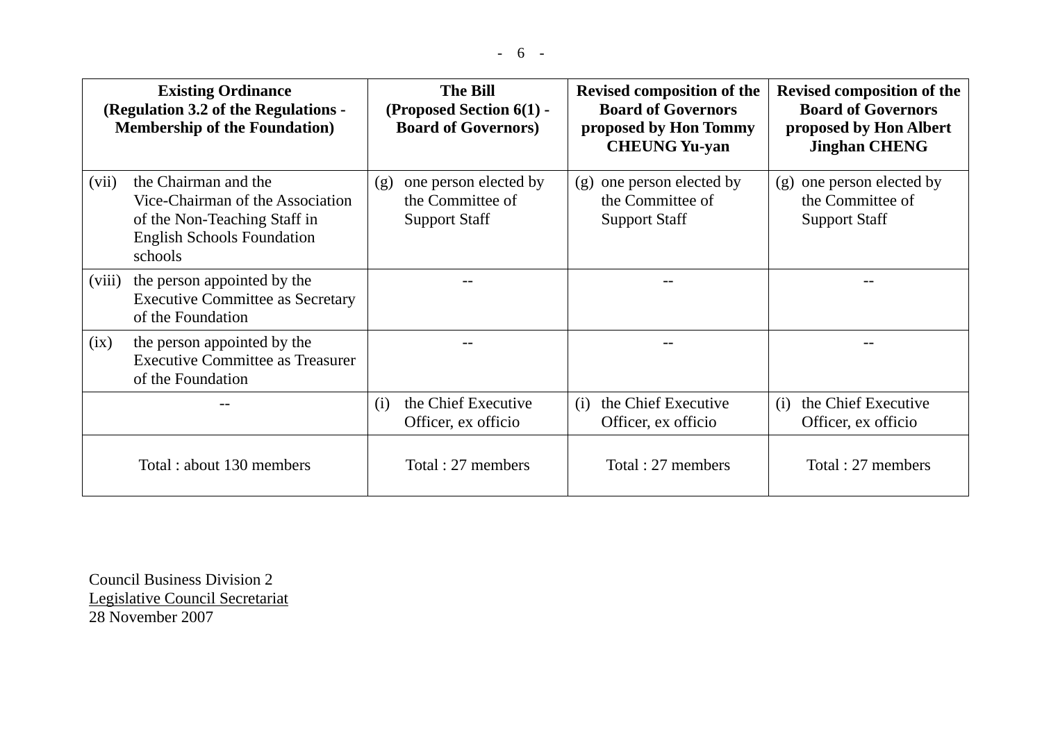| Existing Ordinance (Regulation 3.2 of the Regulations - Membership of the Foundation) | The Bill (Proposed Section 6(1) - Board of Governors) | Revised composition of the Board of Governors proposed by Hon Tommy CHEUNG Yu-yan | Revised composition of the Board of Governors proposed by Hon Albert Jinghan CHENG |
|---|---|---|---|
| (vii) the Chairman and the Vice-Chairman of the Association of the Non-Teaching Staff in English Schools Foundation schools | (g) one person elected by the Committee of Support Staff | (g) one person elected by the Committee of Support Staff | (g) one person elected by the Committee of Support Staff |
| (viii) the person appointed by the Executive Committee as Secretary of the Foundation | -- | -- | -- |
| (ix) the person appointed by the Executive Committee as Treasurer of the Foundation | -- | -- | -- |
| -- | (i) the Chief Executive Officer, ex officio | (i) the Chief Executive Officer, ex officio | (i) the Chief Executive Officer, ex officio |
| Total : about 130 members | Total : 27 members | Total : 27 members | Total : 27 members |

Council Business Division 2
Legislative Council Secretariat
28 November 2007